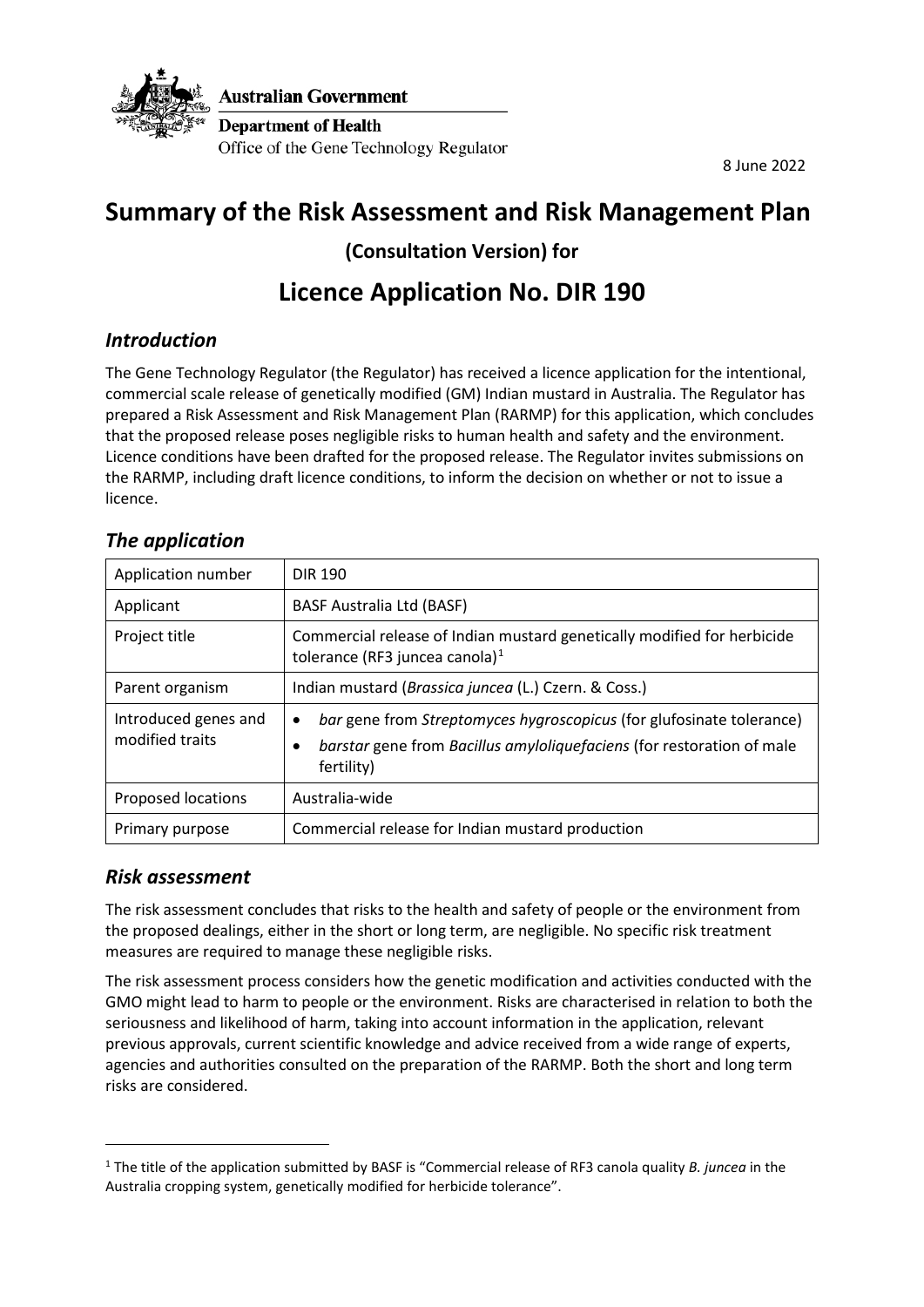Australian Government

Department of Health

Office of the Gene Technology Regulator

8 June 2022

# Summary of the Risk Assessment and Risk Management Plan

### (Consultation Version) for

# Licence Application No. DIR 190

## *Introduction*

The Gene Technology Regulator (the Regulator) has received a licence application for the intentional, commercial scale release of genetically modified (GM) Indian mustard in Australia. The Regulator has prepared a Risk Assessment and Risk Management Plan (RARMP) for this application, which concludes that the proposed release poses negligible risks to human health and safety and the environment. Licence conditions have been drafted for the proposed release. The Regulator invites submissions on the RARMP, including draft licence conditions, to inform the decision on whether or not to issue a licence.

## *The application*

| | |
|---|---|
| Application number | DIR 190 |
| Applicant | BASF Australia Ltd (BASF) |
| Project title | Commercial release of Indian mustard genetically modified for herbicide tolerance (RF3 juncea canola)[1] |
| Parent organism | Indian mustard (*Brassica juncea* (L.) Czern. & Coss.) |
| Introduced genes and modified traits | • *bar* gene from *Streptomyces hygroscopicus* (for glufosinate tolerance)<br>• *barstar* gene from *Bacillus amyloliquefaciens* (for restoration of male fertility) |
| Proposed locations | Australia-wide |
| Primary purpose | Commercial release for Indian mustard production |

## *Risk assessment*

The risk assessment concludes that risks to the health and safety of people or the environment from the proposed dealings, either in the short or long term, are negligible. No specific risk treatment measures are required to manage these negligible risks.

The risk assessment process considers how the genetic modification and activities conducted with the GMO might lead to harm to people or the environment. Risks are characterised in relation to both the seriousness and likelihood of harm, taking into account information in the application, relevant previous approvals, current scientific knowledge and advice received from a wide range of experts, agencies and authorities consulted on the preparation of the RARMP. Both the short and long term risks are considered.

[1] The title of the application submitted by BASF is "Commercial release of RF3 canola quality *B. juncea* in the Australia cropping system, genetically modified for herbicide tolerance".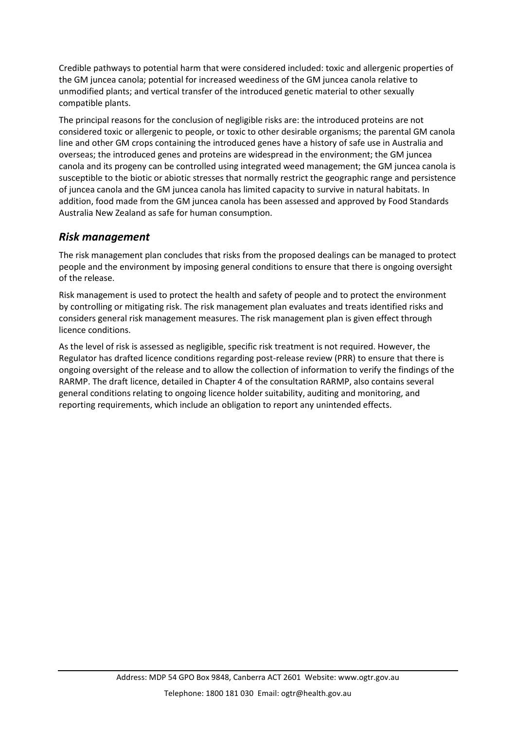Credible pathways to potential harm that were considered included: toxic and allergenic properties of the GM juncea canola; potential for increased weediness of the GM juncea canola relative to unmodified plants; and vertical transfer of the introduced genetic material to other sexually compatible plants.

The principal reasons for the conclusion of negligible risks are: the introduced proteins are not considered toxic or allergenic to people, or toxic to other desirable organisms; the parental GM canola line and other GM crops containing the introduced genes have a history of safe use in Australia and overseas; the introduced genes and proteins are widespread in the environment; the GM juncea canola and its progeny can be controlled using integrated weed management; the GM juncea canola is susceptible to the biotic or abiotic stresses that normally restrict the geographic range and persistence of juncea canola and the GM juncea canola has limited capacity to survive in natural habitats. In addition, food made from the GM juncea canola has been assessed and approved by Food Standards Australia New Zealand as safe for human consumption.

## *Risk management*

The risk management plan concludes that risks from the proposed dealings can be managed to protect people and the environment by imposing general conditions to ensure that there is ongoing oversight of the release.

Risk management is used to protect the health and safety of people and to protect the environment by controlling or mitigating risk. The risk management plan evaluates and treats identified risks and considers general risk management measures. The risk management plan is given effect through licence conditions.

As the level of risk is assessed as negligible, specific risk treatment is not required. However, the Regulator has drafted licence conditions regarding post-release review (PRR) to ensure that there is ongoing oversight of the release and to allow the collection of information to verify the findings of the RARMP. The draft licence, detailed in Chapter 4 of the consultation RARMP, also contains several general conditions relating to ongoing licence holder suitability, auditing and monitoring, and reporting requirements, which include an obligation to report any unintended effects.

Address: MDP 54 GPO Box 9848, Canberra ACT 2601 Website: www.ogtr.gov.au

Telephone: 1800 181 030 Email: ogtr@health.gov.au